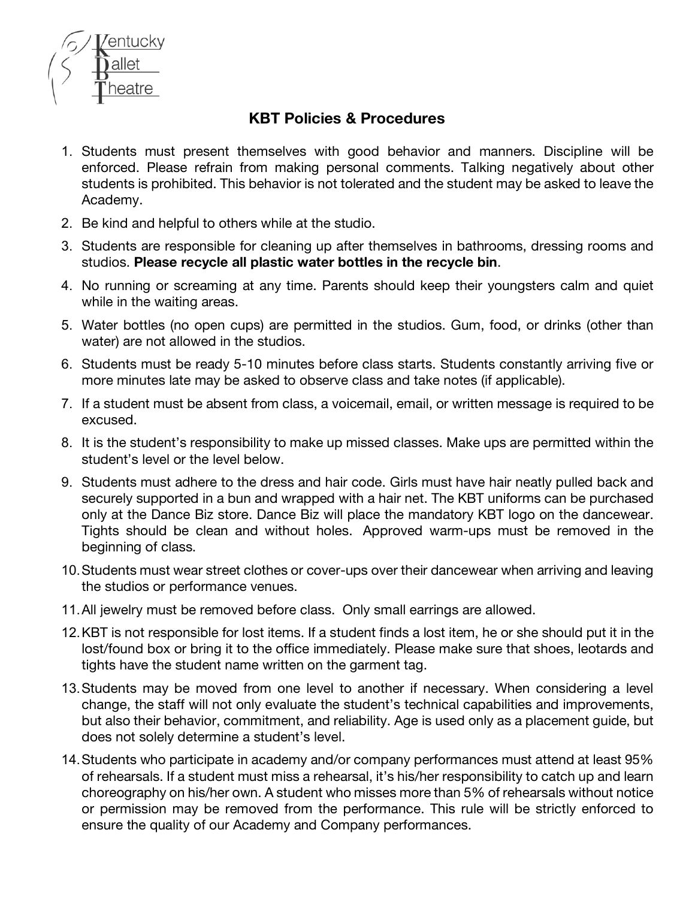Kentucky Ballet Theatre

## KBT Policies & Procedures

1. Students must present themselves with good behavior and manners. Discipline will be enforced. Please refrain from making personal comments. Talking negatively about other students is prohibited. This behavior is not tolerated and the student may be asked to leave the Academy.
2. Be kind and helpful to others while at the studio.
3. Students are responsible for cleaning up after themselves in bathrooms, dressing rooms and studios. **Please recycle all plastic water bottles in the recycle bin**.
4. No running or screaming at any time. Parents should keep their youngsters calm and quiet while in the waiting areas.
5. Water bottles (no open cups) are permitted in the studios. Gum, food, or drinks (other than water) are not allowed in the studios.
6. Students must be ready 5-10 minutes before class starts. Students constantly arriving five or more minutes late may be asked to observe class and take notes (if applicable).
7. If a student must be absent from class, a voicemail, email, or written message is required to be excused.
8. It is the student's responsibility to make up missed classes. Make ups are permitted within the student's level or the level below.
9. Students must adhere to the dress and hair code. Girls must have hair neatly pulled back and securely supported in a bun and wrapped with a hair net. The KBT uniforms can be purchased only at the Dance Biz store. Dance Biz will place the mandatory KBT logo on the dancewear. Tights should be clean and without holes. Approved warm-ups must be removed in the beginning of class.
10. Students must wear street clothes or cover-ups over their dancewear when arriving and leaving the studios or performance venues.
11. All jewelry must be removed before class. Only small earrings are allowed.
12. KBT is not responsible for lost items. If a student finds a lost item, he or she should put it in the lost/found box or bring it to the office immediately. Please make sure that shoes, leotards and tights have the student name written on the garment tag.
13. Students may be moved from one level to another if necessary. When considering a level change, the staff will not only evaluate the student's technical capabilities and improvements, but also their behavior, commitment, and reliability. Age is used only as a placement guide, but does not solely determine a student's level.
14. Students who participate in academy and/or company performances must attend at least 95% of rehearsals. If a student must miss a rehearsal, it's his/her responsibility to catch up and learn choreography on his/her own. A student who misses more than 5% of rehearsals without notice or permission may be removed from the performance. This rule will be strictly enforced to ensure the quality of our Academy and Company performances.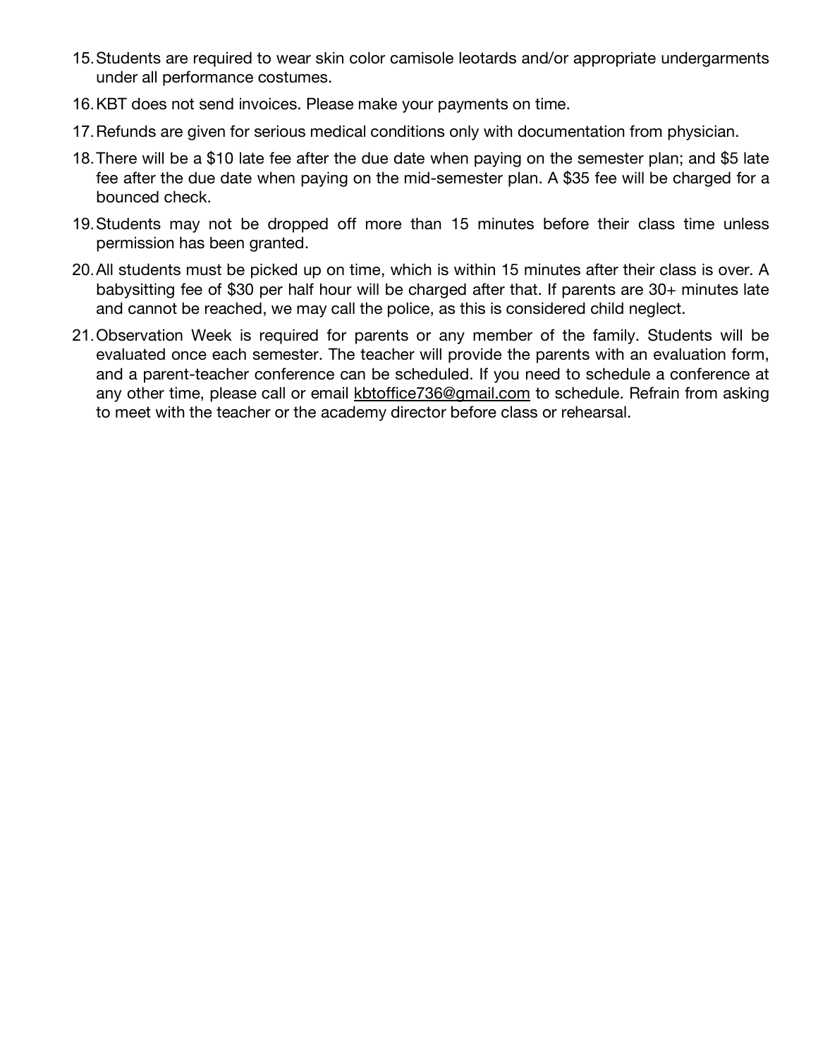15. Students are required to wear skin color camisole leotards and/or appropriate undergarments under all performance costumes.
16. KBT does not send invoices. Please make your payments on time.
17. Refunds are given for serious medical conditions only with documentation from physician.
18. There will be a $10 late fee after the due date when paying on the semester plan; and $5 late fee after the due date when paying on the mid-semester plan. A $35 fee will be charged for a bounced check.
19. Students may not be dropped off more than 15 minutes before their class time unless permission has been granted.
20. All students must be picked up on time, which is within 15 minutes after their class is over. A babysitting fee of $30 per half hour will be charged after that. If parents are 30+ minutes late and cannot be reached, we may call the police, as this is considered child neglect.
21. Observation Week is required for parents or any member of the family. Students will be evaluated once each semester. The teacher will provide the parents with an evaluation form, and a parent-teacher conference can be scheduled. If you need to schedule a conference at any other time, please call or email kbtoffice736@gmail.com to schedule. Refrain from asking to meet with the teacher or the academy director before class or rehearsal.